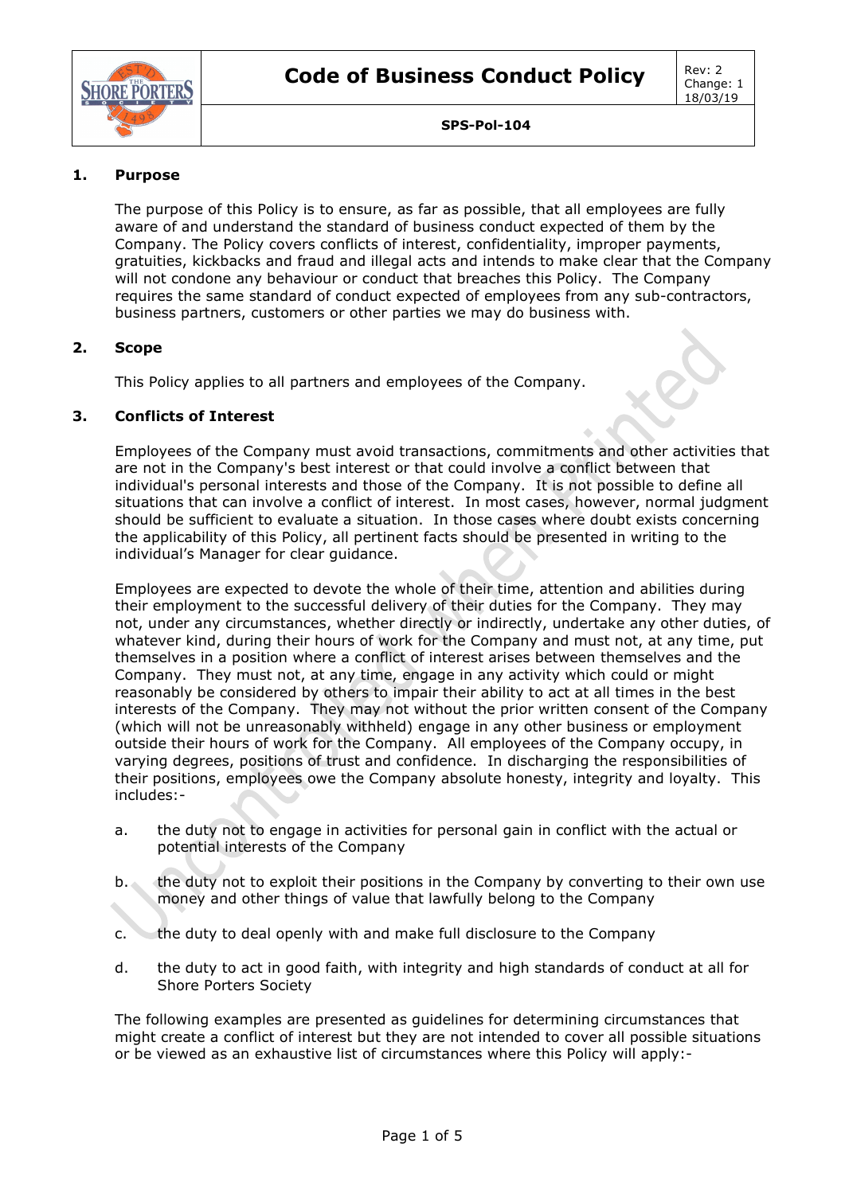# Code of Business Conduct Policy

Rev: 2
Change: 1
18/03/19

**SPS-Pol-104**

## 1. Purpose

The purpose of this Policy is to ensure, as far as possible, that all employees are fully aware of and understand the standard of business conduct expected of them by the Company. The Policy covers conflicts of interest, confidentiality, improper payments, gratuities, kickbacks and fraud and illegal acts and intends to make clear that the Company will not condone any behaviour or conduct that breaches this Policy. The Company requires the same standard of conduct expected of employees from any sub-contractors, business partners, customers or other parties we may do business with.

## 2. Scope

This Policy applies to all partners and employees of the Company.

## 3. Conflicts of Interest

Employees of the Company must avoid transactions, commitments and other activities that are not in the Company's best interest or that could involve a conflict between that individual's personal interests and those of the Company. It is not possible to define all situations that can involve a conflict of interest. In most cases, however, normal judgment should be sufficient to evaluate a situation. In those cases where doubt exists concerning the applicability of this Policy, all pertinent facts should be presented in writing to the individual's Manager for clear guidance.

Employees are expected to devote the whole of their time, attention and abilities during their employment to the successful delivery of their duties for the Company. They may not, under any circumstances, whether directly or indirectly, undertake any other duties, of whatever kind, during their hours of work for the Company and must not, at any time, put themselves in a position where a conflict of interest arises between themselves and the Company. They must not, at any time, engage in any activity which could or might reasonably be considered by others to impair their ability to act at all times in the best interests of the Company. They may not without the prior written consent of the Company (which will not be unreasonably withheld) engage in any other business or employment outside their hours of work for the Company. All employees of the Company occupy, in varying degrees, positions of trust and confidence. In discharging the responsibilities of their positions, employees owe the Company absolute honesty, integrity and loyalty. This includes:-

a. the duty not to engage in activities for personal gain in conflict with the actual or potential interests of the Company

b. the duty not to exploit their positions in the Company by converting to their own use money and other things of value that lawfully belong to the Company

c. the duty to deal openly with and make full disclosure to the Company

d. the duty to act in good faith, with integrity and high standards of conduct at all for Shore Porters Society

The following examples are presented as guidelines for determining circumstances that might create a conflict of interest but they are not intended to cover all possible situations or be viewed as an exhaustive list of circumstances where this Policy will apply:-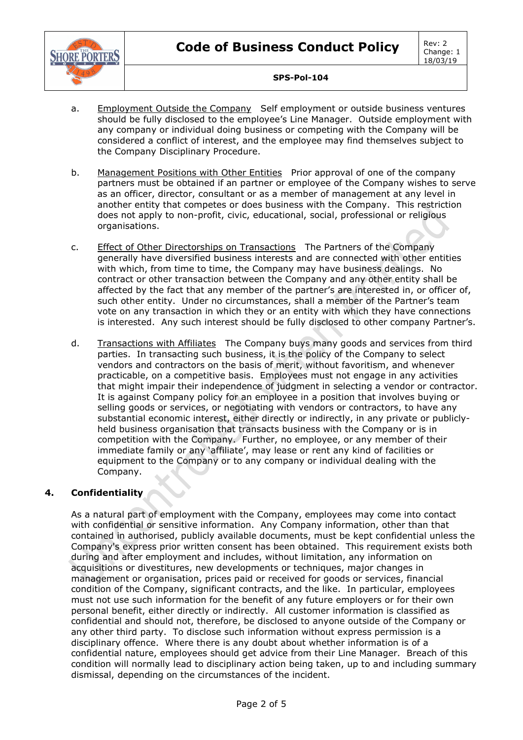a. <u>Employment Outside the Company</u> Self employment or outside business ventures should be fully disclosed to the employee's Line Manager. Outside employment with any company or individual doing business or competing with the Company will be considered a conflict of interest, and the employee may find themselves subject to the Company Disciplinary Procedure.

b. <u>Management Positions with Other Entities</u> Prior approval of one of the company partners must be obtained if an partner or employee of the Company wishes to serve as an officer, director, consultant or as a member of management at any level in another entity that competes or does business with the Company. This restriction does not apply to non-profit, civic, educational, social, professional or religious organisations.

c. <u>Effect of Other Directorships on Transactions</u> The Partners of the Company generally have diversified business interests and are connected with other entities with which, from time to time, the Company may have business dealings. No contract or other transaction between the Company and any other entity shall be affected by the fact that any member of the partner's are interested in, or officer of, such other entity. Under no circumstances, shall a member of the Partner's team vote on any transaction in which they or an entity with which they have connections is interested. Any such interest should be fully disclosed to other company Partner's.

d. <u>Transactions with Affiliates</u> The Company buys many goods and services from third parties. In transacting such business, it is the policy of the Company to select vendors and contractors on the basis of merit, without favoritism, and whenever practicable, on a competitive basis. Employees must not engage in any activities that might impair their independence of judgment in selecting a vendor or contractor. It is against Company policy for an employee in a position that involves buying or selling goods or services, or negotiating with vendors or contractors, to have any substantial economic interest, either directly or indirectly, in any private or publicly-held business organisation that transacts business with the Company or is in competition with the Company. Further, no employee, or any member of their immediate family or any 'affiliate', may lease or rent any kind of facilities or equipment to the Company or to any company or individual dealing with the Company.

## 4. Confidentiality

As a natural part of employment with the Company, employees may come into contact with confidential or sensitive information. Any Company information, other than that contained in authorised, publicly available documents, must be kept confidential unless the Company's express prior written consent has been obtained. This requirement exists both during and after employment and includes, without limitation, any information on acquisitions or divestitures, new developments or techniques, major changes in management or organisation, prices paid or received for goods or services, financial condition of the Company, significant contracts, and the like. In particular, employees must not use such information for the benefit of any future employers or for their own personal benefit, either directly or indirectly. All customer information is classified as confidential and should not, therefore, be disclosed to anyone outside of the Company or any other third party. To disclose such information without express permission is a disciplinary offence. Where there is any doubt about whether information is of a confidential nature, employees should get advice from their Line Manager. Breach of this condition will normally lead to disciplinary action being taken, up to and including summary dismissal, depending on the circumstances of the incident.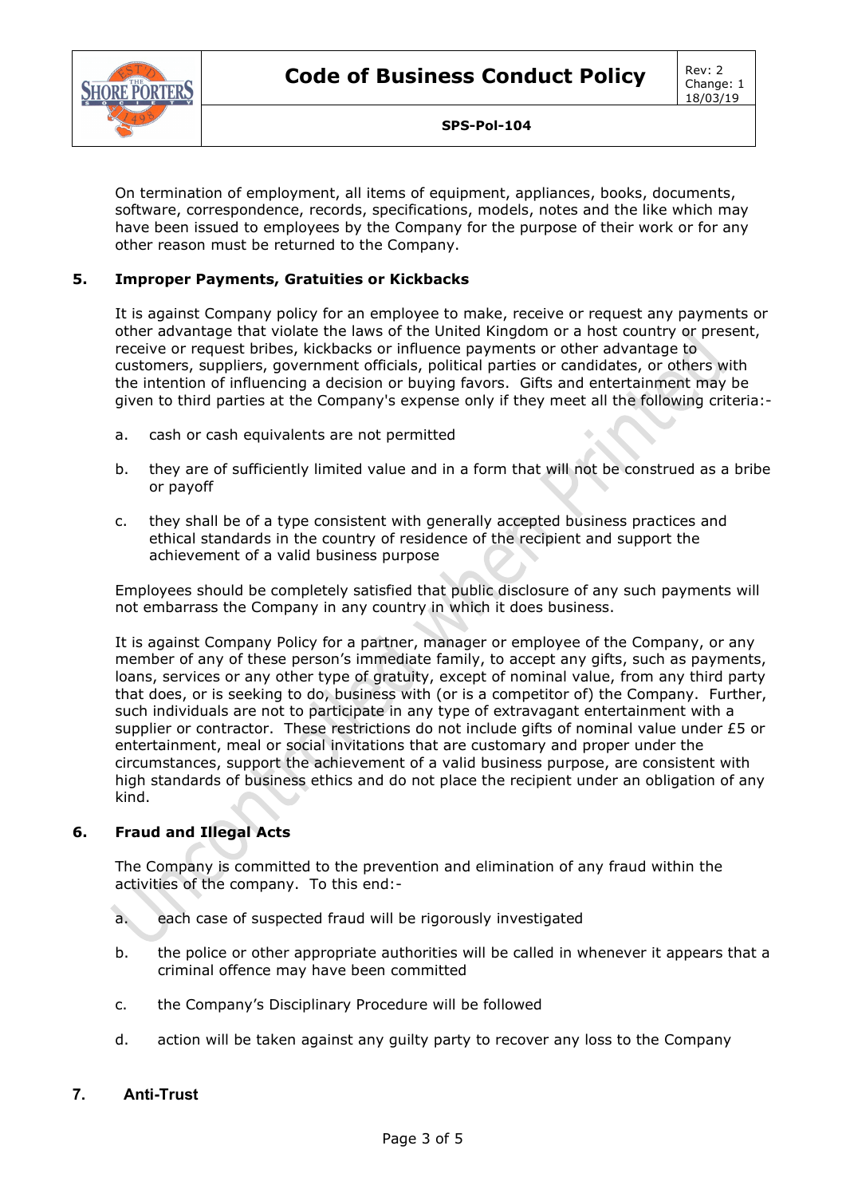On termination of employment, all items of equipment, appliances, books, documents, software, correspondence, records, specifications, models, notes and the like which may have been issued to employees by the Company for the purpose of their work or for any other reason must be returned to the Company.

## 5. Improper Payments, Gratuities or Kickbacks

It is against Company policy for an employee to make, receive or request any payments or other advantage that violate the laws of the United Kingdom or a host country or present, receive or request bribes, kickbacks or influence payments or other advantage to customers, suppliers, government officials, political parties or candidates, or others with the intention of influencing a decision or buying favors. Gifts and entertainment may be given to third parties at the Company's expense only if they meet all the following criteria:-

a. cash or cash equivalents are not permitted

b. they are of sufficiently limited value and in a form that will not be construed as a bribe or payoff

c. they shall be of a type consistent with generally accepted business practices and ethical standards in the country of residence of the recipient and support the achievement of a valid business purpose

Employees should be completely satisfied that public disclosure of any such payments will not embarrass the Company in any country in which it does business.

It is against Company Policy for a partner, manager or employee of the Company, or any member of any of these person's immediate family, to accept any gifts, such as payments, loans, services or any other type of gratuity, except of nominal value, from any third party that does, or is seeking to do, business with (or is a competitor of) the Company. Further, such individuals are not to participate in any type of extravagant entertainment with a supplier or contractor. These restrictions do not include gifts of nominal value under £5 or entertainment, meal or social invitations that are customary and proper under the circumstances, support the achievement of a valid business purpose, are consistent with high standards of business ethics and do not place the recipient under an obligation of any kind.

## 6. Fraud and Illegal Acts

The Company is committed to the prevention and elimination of any fraud within the activities of the company. To this end:-

a. each case of suspected fraud will be rigorously investigated

b. the police or other appropriate authorities will be called in whenever it appears that a criminal offence may have been committed

c. the Company's Disciplinary Procedure will be followed

d. action will be taken against any guilty party to recover any loss to the Company

## 7. Anti-Trust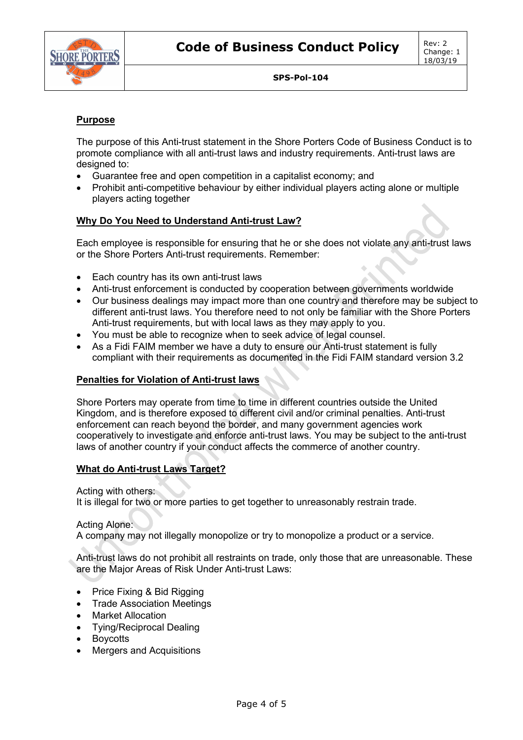## Purpose

The purpose of this Anti-trust statement in the Shore Porters Code of Business Conduct is to promote compliance with all anti-trust laws and industry requirements. Anti-trust laws are designed to:

- Guarantee free and open competition in a capitalist economy; and
- Prohibit anti-competitive behaviour by either individual players acting alone or multiple players acting together

## Why Do You Need to Understand Anti-trust Law?

Each employee is responsible for ensuring that he or she does not violate any anti-trust laws or the Shore Porters Anti-trust requirements. Remember:

- Each country has its own anti-trust laws
- Anti-trust enforcement is conducted by cooperation between governments worldwide
- Our business dealings may impact more than one country and therefore may be subject to different anti-trust laws. You therefore need to not only be familiar with the Shore Porters Anti-trust requirements, but with local laws as they may apply to you.
- You must be able to recognize when to seek advice of legal counsel.
- As a Fidi FAIM member we have a duty to ensure our Anti-trust statement is fully compliant with their requirements as documented in the Fidi FAIM standard version 3.2

## Penalties for Violation of Anti-trust laws

Shore Porters may operate from time to time in different countries outside the United Kingdom, and is therefore exposed to different civil and/or criminal penalties. Anti-trust enforcement can reach beyond the border, and many government agencies work cooperatively to investigate and enforce anti-trust laws. You may be subject to the anti-trust laws of another country if your conduct affects the commerce of another country.

## What do Anti-trust Laws Target?

Acting with others:
It is illegal for two or more parties to get together to unreasonably restrain trade.

Acting Alone:
A company may not illegally monopolize or try to monopolize a product or a service.

Anti-trust laws do not prohibit all restraints on trade, only those that are unreasonable. These are the Major Areas of Risk Under Anti-trust Laws:

- Price Fixing & Bid Rigging
- Trade Association Meetings
- Market Allocation
- Tying/Reciprocal Dealing
- Boycotts
- Mergers and Acquisitions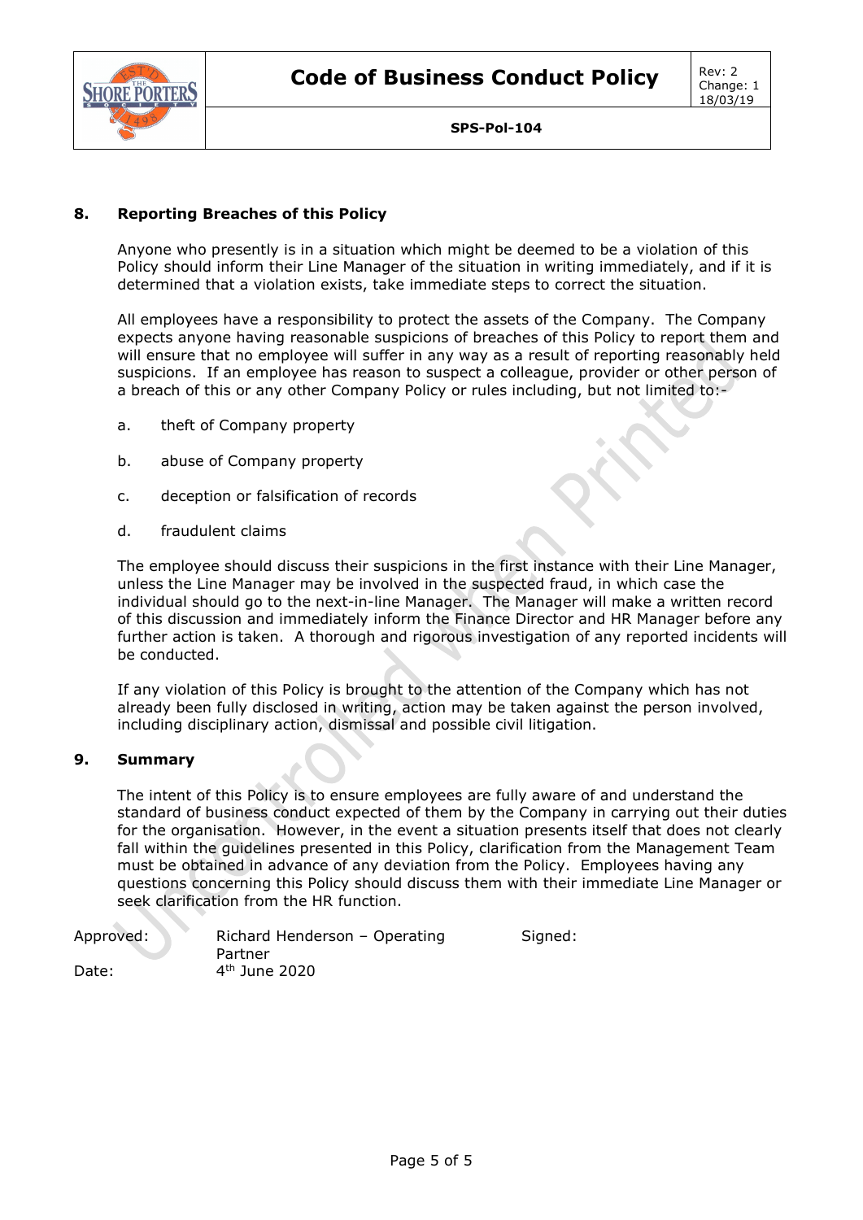## 8. Reporting Breaches of this Policy

Anyone who presently is in a situation which might be deemed to be a violation of this Policy should inform their Line Manager of the situation in writing immediately, and if it is determined that a violation exists, take immediate steps to correct the situation.

All employees have a responsibility to protect the assets of the Company. The Company expects anyone having reasonable suspicions of breaches of this Policy to report them and will ensure that no employee will suffer in any way as a result of reporting reasonably held suspicions. If an employee has reason to suspect a colleague, provider or other person of a breach of this or any other Company Policy or rules including, but not limited to:-

a. theft of Company property

b. abuse of Company property

c. deception or falsification of records

d. fraudulent claims

The employee should discuss their suspicions in the first instance with their Line Manager, unless the Line Manager may be involved in the suspected fraud, in which case the individual should go to the next-in-line Manager. The Manager will make a written record of this discussion and immediately inform the Finance Director and HR Manager before any further action is taken. A thorough and rigorous investigation of any reported incidents will be conducted.

If any violation of this Policy is brought to the attention of the Company which has not already been fully disclosed in writing, action may be taken against the person involved, including disciplinary action, dismissal and possible civil litigation.

## 9. Summary

The intent of this Policy is to ensure employees are fully aware of and understand the standard of business conduct expected of them by the Company in carrying out their duties for the organisation. However, in the event a situation presents itself that does not clearly fall within the guidelines presented in this Policy, clarification from the Management Team must be obtained in advance of any deviation from the Policy. Employees having any questions concerning this Policy should discuss them with their immediate Line Manager or seek clarification from the HR function.

| | | |
|---|---|---|
| Approved: | Richard Henderson – Operating Partner | Signed: |
| Date: | 4th June 2020 | |